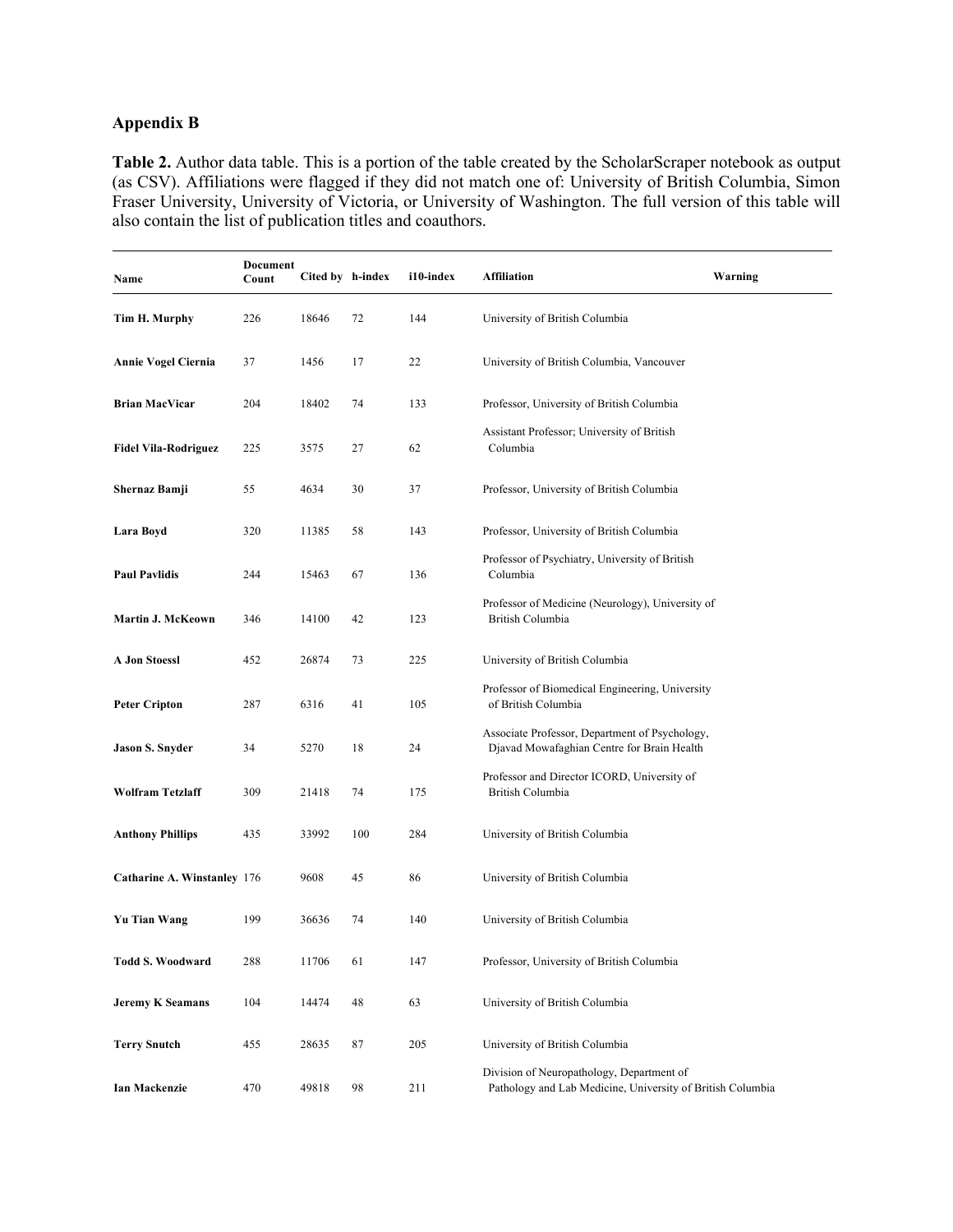## Appendix B

**Table 2.** Author data table. This is a portion of the table created by the ScholarScraper notebook as output (as CSV). Affiliations were flagged if they did not match one of: University of British Columbia, Simon Fraser University, University of Victoria, or University of Washington. The full version of this table will also contain the list of publication titles and coauthors.

| Name | Document Count | Cited by | h-index | i10-index | Affiliation | Warning |
|---|---|---|---|---|---|---|
| **Tim H. Murphy** | 226 | 18646 | 72 | 144 | University of British Columbia | |
| **Annie Vogel Ciernia** | 37 | 1456 | 17 | 22 | University of British Columbia, Vancouver | |
| **Brian MacVicar** | 204 | 18402 | 74 | 133 | Professor, University of British Columbia | |
| **Fidel Vila-Rodriguez** | 225 | 3575 | 27 | 62 | Assistant Professor; University of British Columbia | |
| **Shernaz Bamji** | 55 | 4634 | 30 | 37 | Professor, University of British Columbia | |
| **Lara Boyd** | 320 | 11385 | 58 | 143 | Professor, University of British Columbia | |
| **Paul Pavlidis** | 244 | 15463 | 67 | 136 | Professor of Psychiatry, University of British Columbia | |
| **Martin J. McKeown** | 346 | 14100 | 42 | 123 | Professor of Medicine (Neurology), University of British Columbia | |
| **A Jon Stoessl** | 452 | 26874 | 73 | 225 | University of British Columbia | |
| **Peter Cripton** | 287 | 6316 | 41 | 105 | Professor of Biomedical Engineering, University of British Columbia | |
| **Jason S. Snyder** | 34 | 5270 | 18 | 24 | Associate Professor, Department of Psychology, Djavad Mowafaghian Centre for Brain Health | |
| **Wolfram Tetzlaff** | 309 | 21418 | 74 | 175 | Professor and Director ICORD, University of British Columbia | |
| **Anthony Phillips** | 435 | 33992 | 100 | 284 | University of British Columbia | |
| **Catharine A. Winstanley** | 176 | 9608 | 45 | 86 | University of British Columbia | |
| **Yu Tian Wang** | 199 | 36636 | 74 | 140 | University of British Columbia | |
| **Todd S. Woodward** | 288 | 11706 | 61 | 147 | Professor, University of British Columbia | |
| **Jeremy K Seamans** | 104 | 14474 | 48 | 63 | University of British Columbia | |
| **Terry Snutch** | 455 | 28635 | 87 | 205 | University of British Columbia | |
| **Ian Mackenzie** | 470 | 49818 | 98 | 211 | Division of Neuropathology, Department of Pathology and Lab Medicine, University of British Columbia | |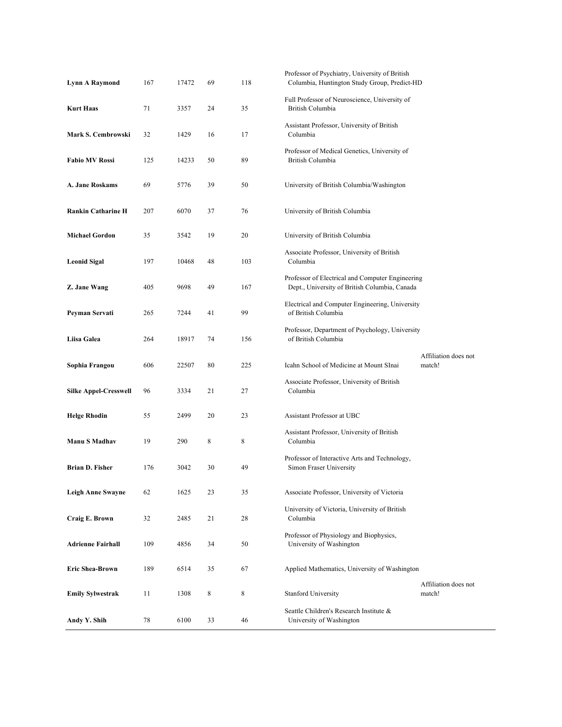| | | | | | | |
|---|---|---|---|---|---|---|
| **Lynn A Raymond** | 167 | 17472 | 69 | 118 | Professor of Psychiatry, University of British Columbia, Huntington Study Group, Predict-HD | |
| **Kurt Haas** | 71 | 3357 | 24 | 35 | Full Professor of Neuroscience, University of British Columbia | |
| **Mark S. Cembrowski** | 32 | 1429 | 16 | 17 | Assistant Professor, University of British Columbia | |
| **Fabio MV Rossi** | 125 | 14233 | 50 | 89 | Professor of Medical Genetics, University of British Columbia | |
| **A. Jane Roskams** | 69 | 5776 | 39 | 50 | University of British Columbia/Washington | |
| **Rankin Catharine H** | 207 | 6070 | 37 | 76 | University of British Columbia | |
| **Michael Gordon** | 35 | 3542 | 19 | 20 | University of British Columbia | |
| **Leonid Sigal** | 197 | 10468 | 48 | 103 | Associate Professor, University of British Columbia | |
| **Z. Jane Wang** | 405 | 9698 | 49 | 167 | Professor of Electrical and Computer Engineering Dept., University of British Columbia, Canada | |
| **Peyman Servati** | 265 | 7244 | 41 | 99 | Electrical and Computer Engineering, University of British Columbia | |
| **Liisa Galea** | 264 | 18917 | 74 | 156 | Professor, Department of Psychology, University of British Columbia | |
| **Sophia Frangou** | 606 | 22507 | 80 | 225 | Icahn School of Medicine at Mount SInai | Affiliation does not match! |
| **Silke Appel-Cresswell** | 96 | 3334 | 21 | 27 | Associate Professor, University of British Columbia | |
| **Helge Rhodin** | 55 | 2499 | 20 | 23 | Assistant Professor at UBC | |
| **Manu S Madhav** | 19 | 290 | 8 | 8 | Assistant Professor, University of British Columbia | |
| **Brian D. Fisher** | 176 | 3042 | 30 | 49 | Professor of Interactive Arts and Technology, Simon Fraser University | |
| **Leigh Anne Swayne** | 62 | 1625 | 23 | 35 | Associate Professor, University of Victoria | |
| **Craig E. Brown** | 32 | 2485 | 21 | 28 | University of Victoria, University of British Columbia | |
| **Adrienne Fairhall** | 109 | 4856 | 34 | 50 | Professor of Physiology and Biophysics, University of Washington | |
| **Eric Shea-Brown** | 189 | 6514 | 35 | 67 | Applied Mathematics, University of Washington | |
| **Emily Sylwestrak** | 11 | 1308 | 8 | 8 | Stanford University | Affiliation does not match! |
| **Andy Y. Shih** | 78 | 6100 | 33 | 46 | Seattle Children's Research Institute & University of Washington | |